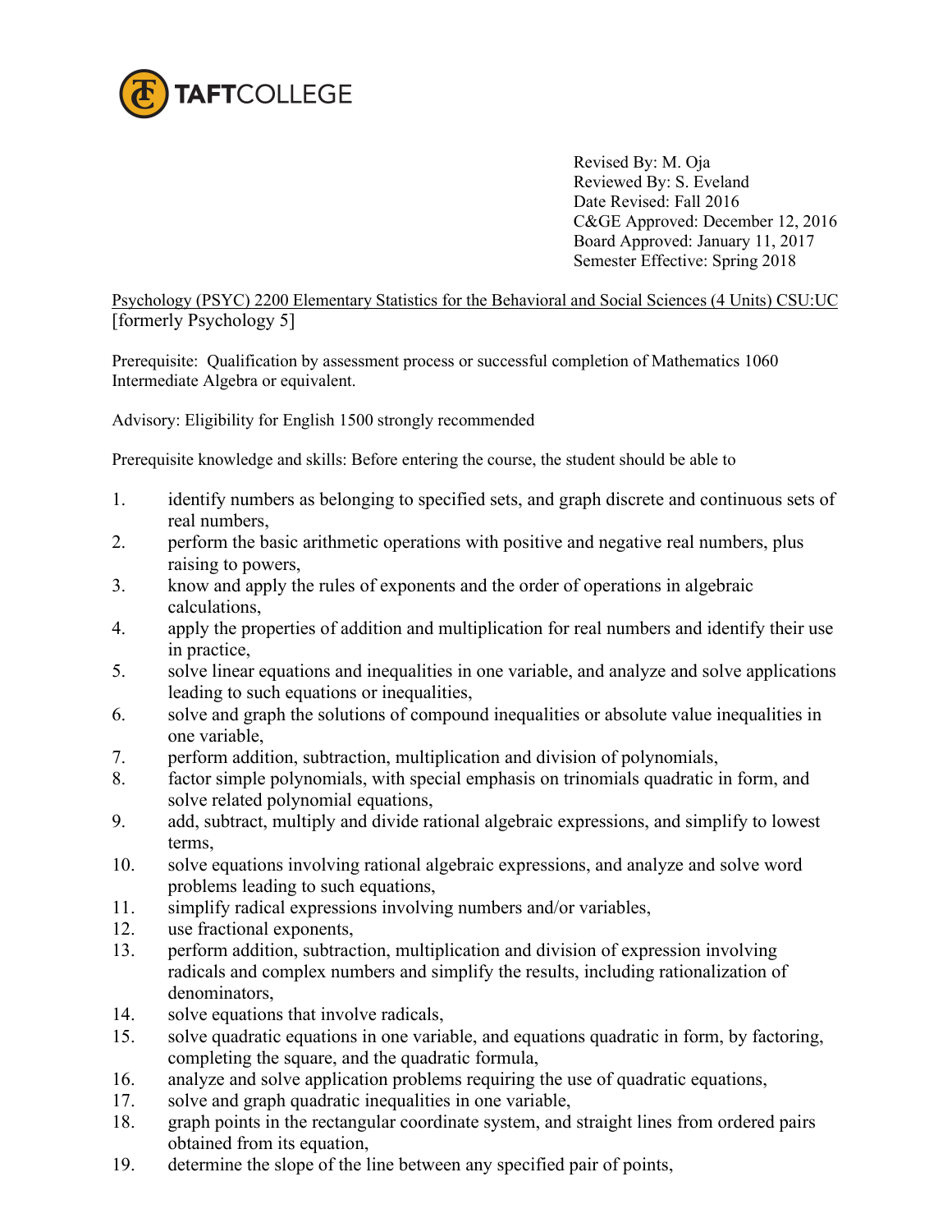TAFTCOLLEGE

Revised By: M. Oja
Reviewed By: S. Eveland
Date Revised: Fall 2016
C&GE Approved: December 12, 2016
Board Approved: January 11, 2017
Semester Effective: Spring 2018

Psychology (PSYC) 2200 Elementary Statistics for the Behavioral and Social Sciences (4 Units) CSU:UC
[formerly Psychology 5]

Prerequisite: Qualification by assessment process or successful completion of Mathematics 1060 Intermediate Algebra or equivalent.

Advisory: Eligibility for English 1500 strongly recommended

Prerequisite knowledge and skills: Before entering the course, the student should be able to

1. identify numbers as belonging to specified sets, and graph discrete and continuous sets of real numbers,
2. perform the basic arithmetic operations with positive and negative real numbers, plus raising to powers,
3. know and apply the rules of exponents and the order of operations in algebraic calculations,
4. apply the properties of addition and multiplication for real numbers and identify their use in practice,
5. solve linear equations and inequalities in one variable, and analyze and solve applications leading to such equations or inequalities,
6. solve and graph the solutions of compound inequalities or absolute value inequalities in one variable,
7. perform addition, subtraction, multiplication and division of polynomials,
8. factor simple polynomials, with special emphasis on trinomials quadratic in form, and solve related polynomial equations,
9. add, subtract, multiply and divide rational algebraic expressions, and simplify to lowest terms,
10. solve equations involving rational algebraic expressions, and analyze and solve word problems leading to such equations,
11. simplify radical expressions involving numbers and/or variables,
12. use fractional exponents,
13. perform addition, subtraction, multiplication and division of expression involving radicals and complex numbers and simplify the results, including rationalization of denominators,
14. solve equations that involve radicals,
15. solve quadratic equations in one variable, and equations quadratic in form, by factoring, completing the square, and the quadratic formula,
16. analyze and solve application problems requiring the use of quadratic equations,
17. solve and graph quadratic inequalities in one variable,
18. graph points in the rectangular coordinate system, and straight lines from ordered pairs obtained from its equation,
19. determine the slope of the line between any specified pair of points,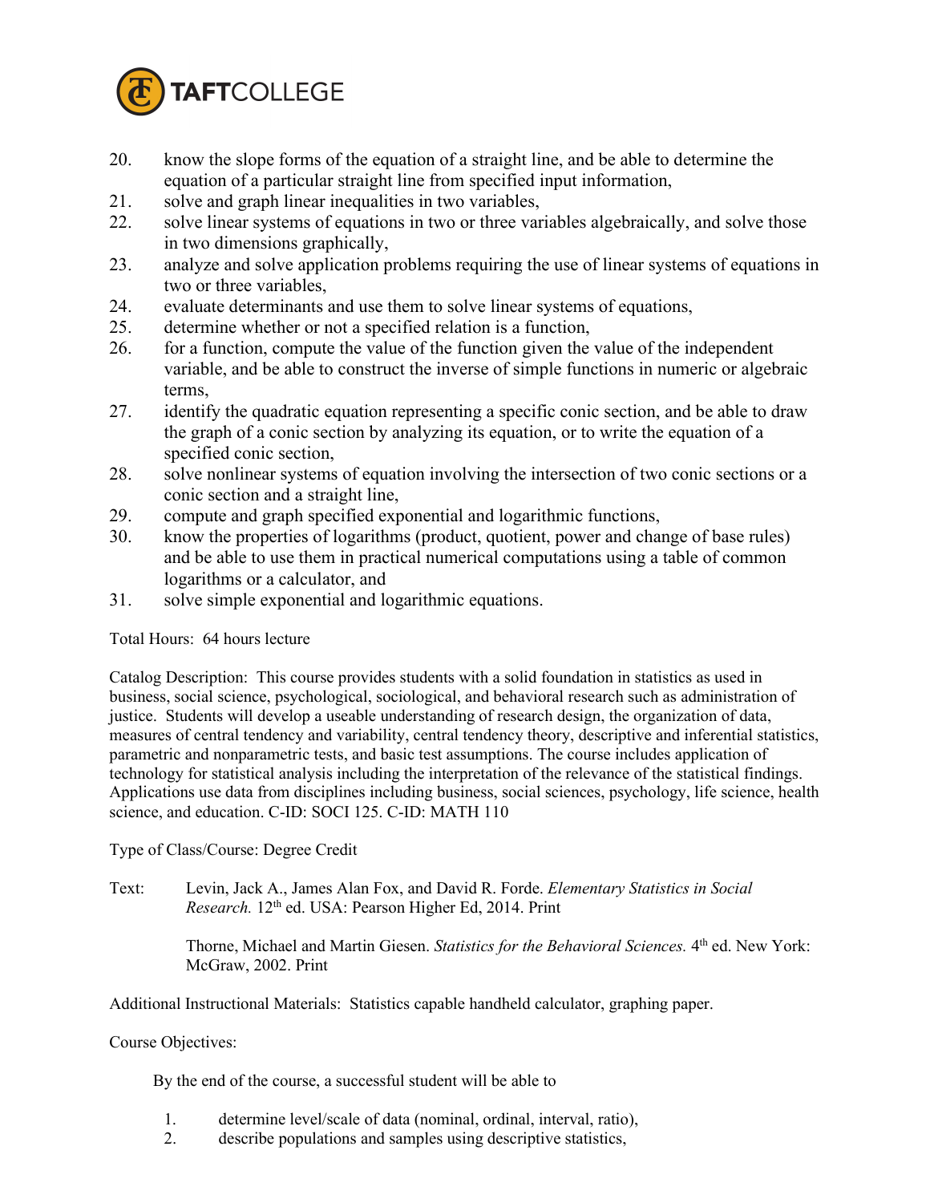20. know the slope forms of the equation of a straight line, and be able to determine the equation of a particular straight line from specified input information,
21. solve and graph linear inequalities in two variables,
22. solve linear systems of equations in two or three variables algebraically, and solve those in two dimensions graphically,
23. analyze and solve application problems requiring the use of linear systems of equations in two or three variables,
24. evaluate determinants and use them to solve linear systems of equations,
25. determine whether or not a specified relation is a function,
26. for a function, compute the value of the function given the value of the independent variable, and be able to construct the inverse of simple functions in numeric or algebraic terms,
27. identify the quadratic equation representing a specific conic section, and be able to draw the graph of a conic section by analyzing its equation, or to write the equation of a specified conic section,
28. solve nonlinear systems of equation involving the intersection of two conic sections or a conic section and a straight line,
29. compute and graph specified exponential and logarithmic functions,
30. know the properties of logarithms (product, quotient, power and change of base rules) and be able to use them in practical numerical computations using a table of common logarithms or a calculator, and
31. solve simple exponential and logarithmic equations.

Total Hours: 64 hours lecture

Catalog Description: This course provides students with a solid foundation in statistics as used in business, social science, psychological, sociological, and behavioral research such as administration of justice. Students will develop a useable understanding of research design, the organization of data, measures of central tendency and variability, central tendency theory, descriptive and inferential statistics, parametric and nonparametric tests, and basic test assumptions. The course includes application of technology for statistical analysis including the interpretation of the relevance of the statistical findings. Applications use data from disciplines including business, social sciences, psychology, life science, health science, and education. C-ID: SOCI 125. C-ID: MATH 110

Type of Class/Course: Degree Credit

Text: Levin, Jack A., James Alan Fox, and David R. Forde. *Elementary Statistics in Social Research.* 12th ed. USA: Pearson Higher Ed, 2014. Print

Thorne, Michael and Martin Giesen. *Statistics for the Behavioral Sciences.* 4th ed. New York: McGraw, 2002. Print

Additional Instructional Materials: Statistics capable handheld calculator, graphing paper.

Course Objectives:

By the end of the course, a successful student will be able to

1. determine level/scale of data (nominal, ordinal, interval, ratio),
2. describe populations and samples using descriptive statistics,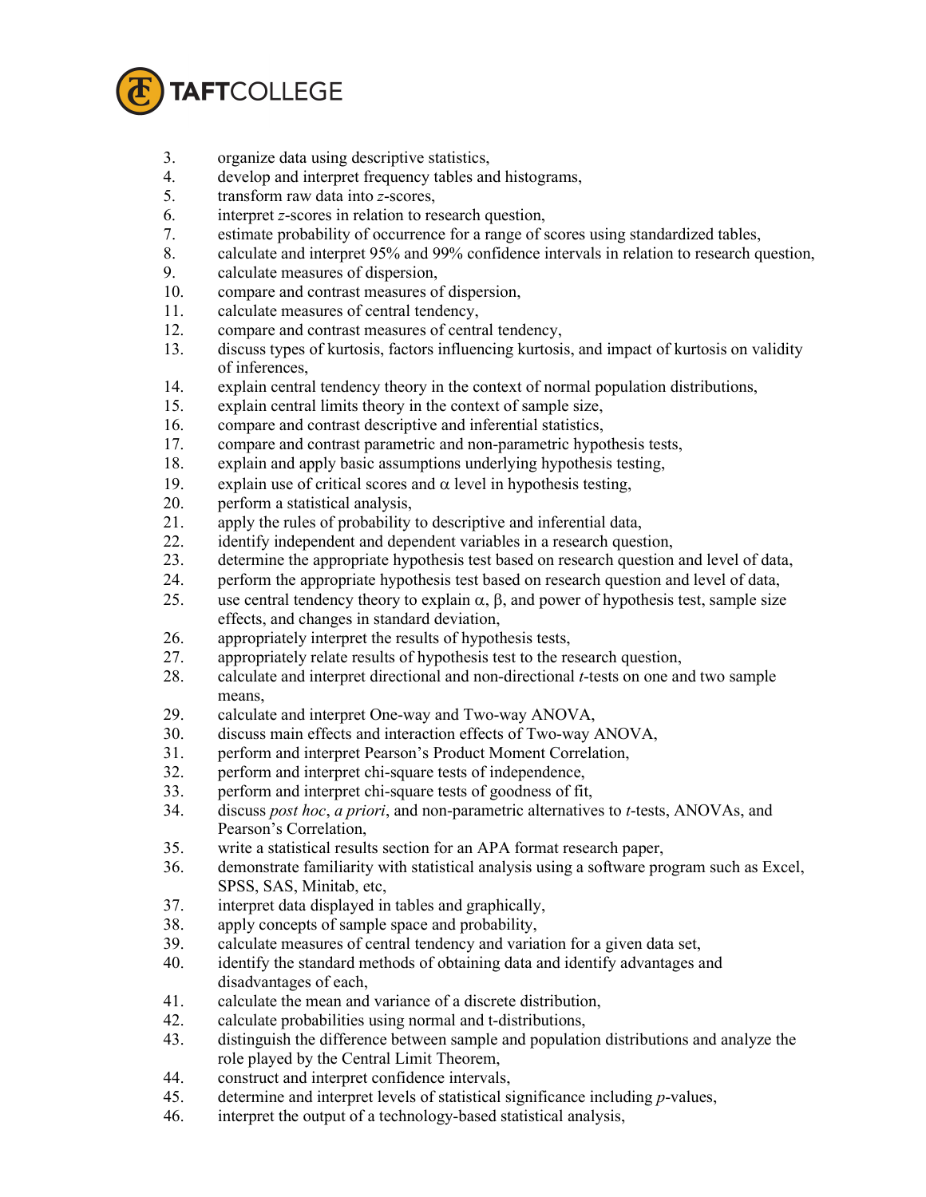3. organize data using descriptive statistics,
4. develop and interpret frequency tables and histograms,
5. transform raw data into *z*-scores,
6. interpret *z*-scores in relation to research question,
7. estimate probability of occurrence for a range of scores using standardized tables,
8. calculate and interpret 95% and 99% confidence intervals in relation to research question,
9. calculate measures of dispersion,
10. compare and contrast measures of dispersion,
11. calculate measures of central tendency,
12. compare and contrast measures of central tendency,
13. discuss types of kurtosis, factors influencing kurtosis, and impact of kurtosis on validity of inferences,
14. explain central tendency theory in the context of normal population distributions,
15. explain central limits theory in the context of sample size,
16. compare and contrast descriptive and inferential statistics,
17. compare and contrast parametric and non-parametric hypothesis tests,
18. explain and apply basic assumptions underlying hypothesis testing,
19. explain use of critical scores and $\alpha$ level in hypothesis testing,
20. perform a statistical analysis,
21. apply the rules of probability to descriptive and inferential data,
22. identify independent and dependent variables in a research question,
23. determine the appropriate hypothesis test based on research question and level of data,
24. perform the appropriate hypothesis test based on research question and level of data,
25. use central tendency theory to explain $\alpha$, $\beta$, and power of hypothesis test, sample size effects, and changes in standard deviation,
26. appropriately interpret the results of hypothesis tests,
27. appropriately relate results of hypothesis test to the research question,
28. calculate and interpret directional and non-directional *t*-tests on one and two sample means,
29. calculate and interpret One-way and Two-way ANOVA,
30. discuss main effects and interaction effects of Two-way ANOVA,
31. perform and interpret Pearson's Product Moment Correlation,
32. perform and interpret chi-square tests of independence,
33. perform and interpret chi-square tests of goodness of fit,
34. discuss *post hoc*, *a priori*, and non-parametric alternatives to *t*-tests, ANOVAs, and Pearson's Correlation,
35. write a statistical results section for an APA format research paper,
36. demonstrate familiarity with statistical analysis using a software program such as Excel, SPSS, SAS, Minitab, etc,
37. interpret data displayed in tables and graphically,
38. apply concepts of sample space and probability,
39. calculate measures of central tendency and variation for a given data set,
40. identify the standard methods of obtaining data and identify advantages and disadvantages of each,
41. calculate the mean and variance of a discrete distribution,
42. calculate probabilities using normal and t-distributions,
43. distinguish the difference between sample and population distributions and analyze the role played by the Central Limit Theorem,
44. construct and interpret confidence intervals,
45. determine and interpret levels of statistical significance including *p*-values,
46. interpret the output of a technology-based statistical analysis,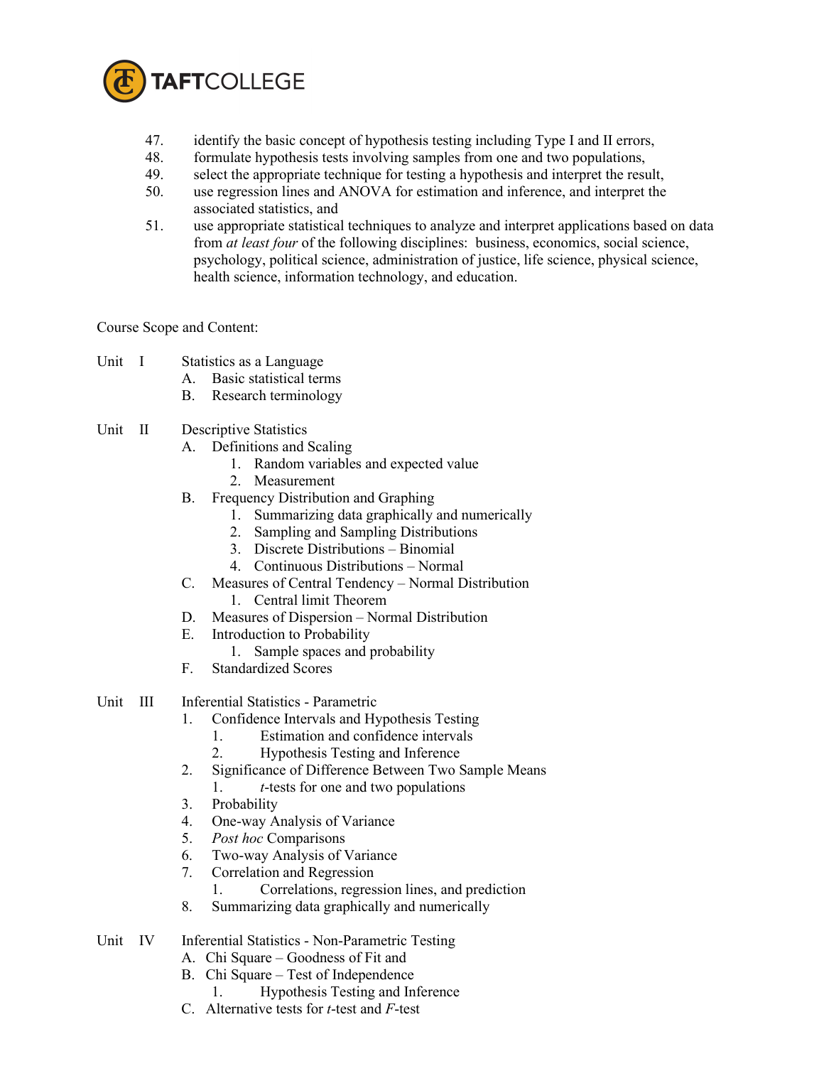47. identify the basic concept of hypothesis testing including Type I and II errors,
48. formulate hypothesis tests involving samples from one and two populations,
49. select the appropriate technique for testing a hypothesis and interpret the result,
50. use regression lines and ANOVA for estimation and inference, and interpret the associated statistics, and
51. use appropriate statistical techniques to analyze and interpret applications based on data from *at least four* of the following disciplines: business, economics, social science, psychology, political science, administration of justice, life science, physical science, health science, information technology, and education.

Course Scope and Content:

Unit I Statistics as a Language

- A. Basic statistical terms
- B. Research terminology

Unit II Descriptive Statistics

- A. Definitions and Scaling
  1. Random variables and expected value
  2. Measurement
- B. Frequency Distribution and Graphing
  1. Summarizing data graphically and numerically
  2. Sampling and Sampling Distributions
  3. Discrete Distributions – Binomial
  4. Continuous Distributions – Normal
- C. Measures of Central Tendency – Normal Distribution
  1. Central limit Theorem
- D. Measures of Dispersion – Normal Distribution
- E. Introduction to Probability
  1. Sample spaces and probability
- F. Standardized Scores

Unit III Inferential Statistics - Parametric

1. Confidence Intervals and Hypothesis Testing
   1. Estimation and confidence intervals
   2. Hypothesis Testing and Inference
2. Significance of Difference Between Two Sample Means
   1. *t*-tests for one and two populations
3. Probability
4. One-way Analysis of Variance
5. *Post hoc* Comparisons
6. Two-way Analysis of Variance
7. Correlation and Regression
   1. Correlations, regression lines, and prediction
8. Summarizing data graphically and numerically

Unit IV Inferential Statistics - Non-Parametric Testing

- A. Chi Square – Goodness of Fit and
- B. Chi Square – Test of Independence
  1. Hypothesis Testing and Inference
- C. Alternative tests for *t*-test and *F*-test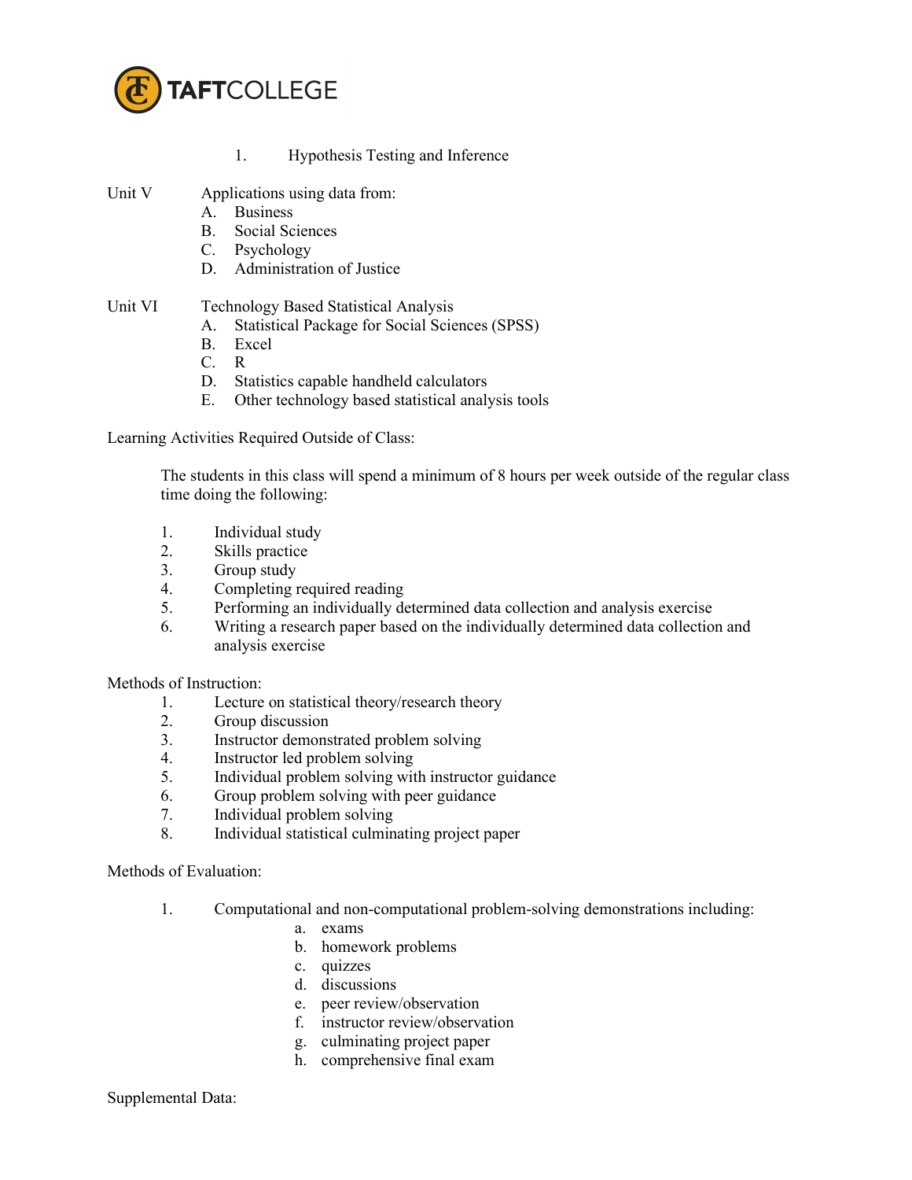1. Hypothesis Testing and Inference

Unit V Applications using data from:

A. Business
B. Social Sciences
C. Psychology
D. Administration of Justice

Unit VI Technology Based Statistical Analysis

A. Statistical Package for Social Sciences (SPSS)
B. Excel
C. R
D. Statistics capable handheld calculators
E. Other technology based statistical analysis tools

Learning Activities Required Outside of Class:

The students in this class will spend a minimum of 8 hours per week outside of the regular class time doing the following:

1. Individual study
2. Skills practice
3. Group study
4. Completing required reading
5. Performing an individually determined data collection and analysis exercise
6. Writing a research paper based on the individually determined data collection and analysis exercise

Methods of Instruction:

1. Lecture on statistical theory/research theory
2. Group discussion
3. Instructor demonstrated problem solving
4. Instructor led problem solving
5. Individual problem solving with instructor guidance
6. Group problem solving with peer guidance
7. Individual problem solving
8. Individual statistical culminating project paper

Methods of Evaluation:

1. Computational and non-computational problem-solving demonstrations including:
   a. exams
   b. homework problems
   c. quizzes
   d. discussions
   e. peer review/observation
   f. instructor review/observation
   g. culminating project paper
   h. comprehensive final exam

Supplemental Data: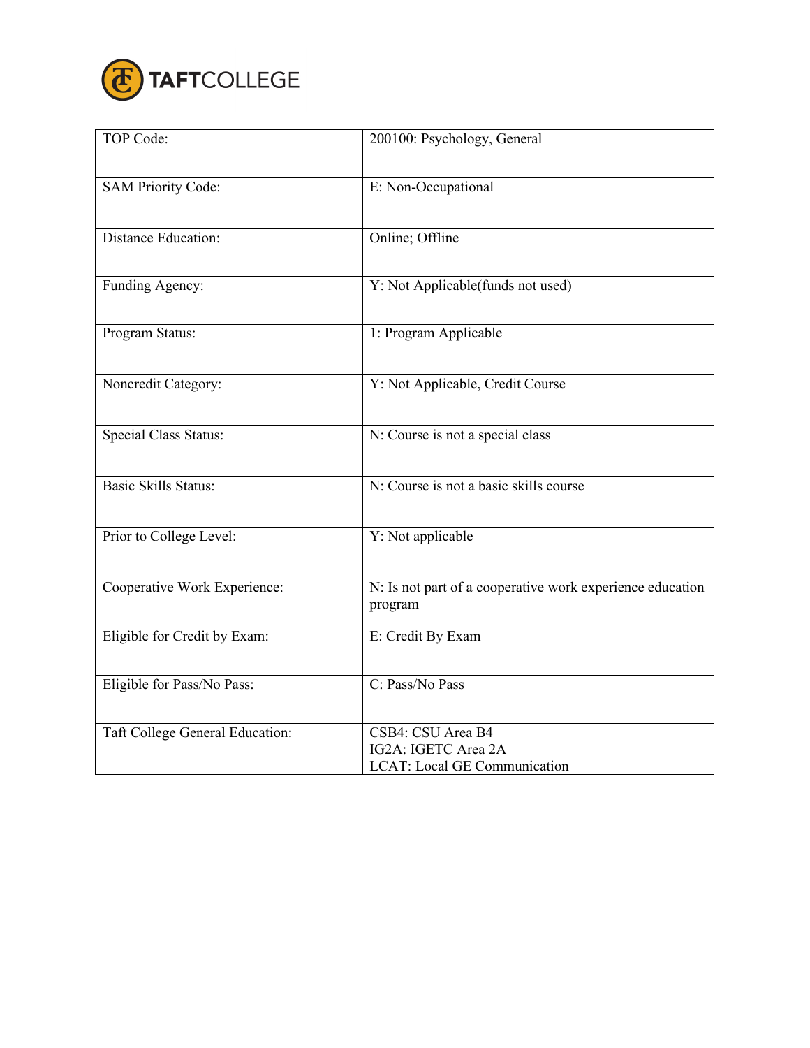| | |
|---|---|
| TOP Code: | 200100: Psychology, General |
| SAM Priority Code: | E: Non-Occupational |
| Distance Education: | Online; Offline |
| Funding Agency: | Y: Not Applicable(funds not used) |
| Program Status: | 1: Program Applicable |
| Noncredit Category: | Y: Not Applicable, Credit Course |
| Special Class Status: | N: Course is not a special class |
| Basic Skills Status: | N: Course is not a basic skills course |
| Prior to College Level: | Y: Not applicable |
| Cooperative Work Experience: | N: Is not part of a cooperative work experience education program |
| Eligible for Credit by Exam: | E: Credit By Exam |
| Eligible for Pass/No Pass: | C: Pass/No Pass |
| Taft College General Education: | CSB4: CSU Area B4<br>IG2A: IGETC Area 2A<br>LCAT: Local GE Communication |